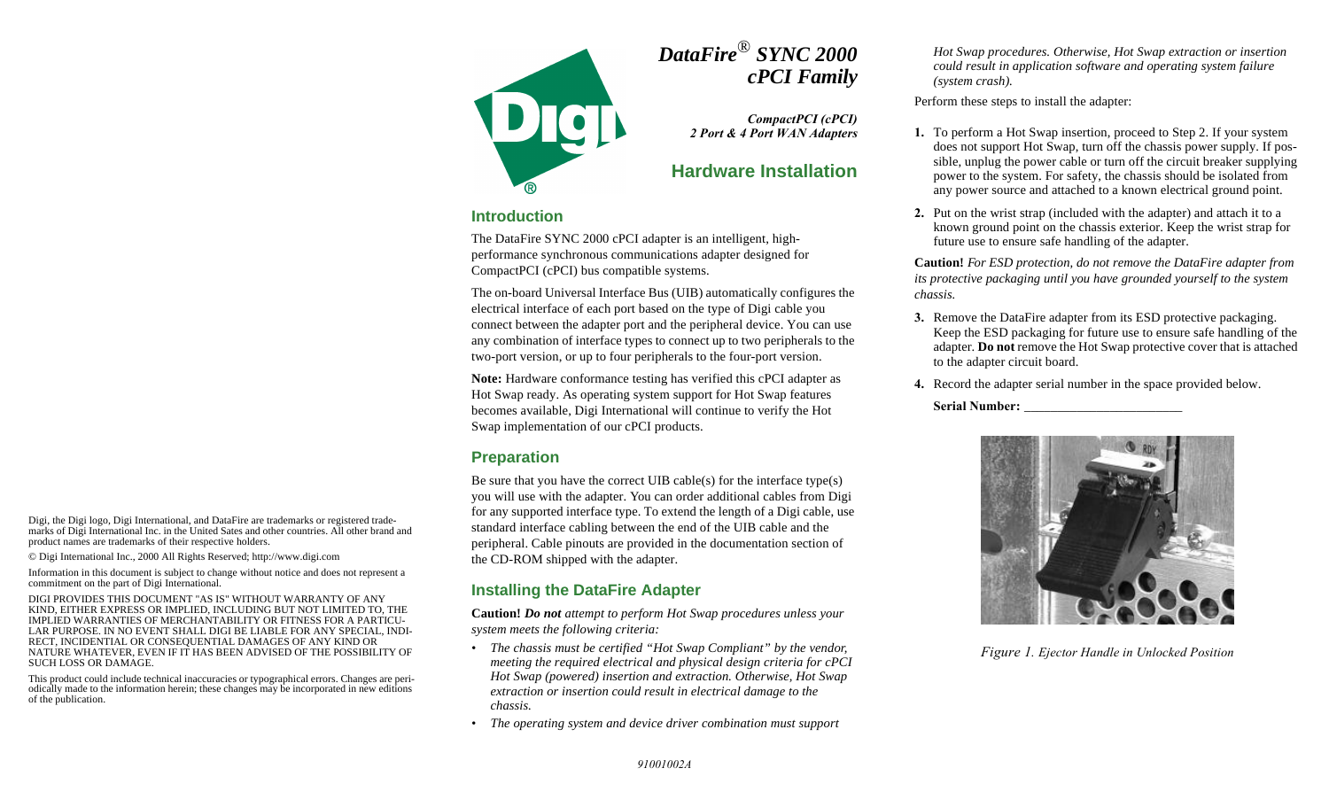# *DataFire® SYNC 2000 cPCI Family*

***CompactPCI (cPCI) 2 Port & 4 Port WAN Adapters***

## Hardware Installation

### Introduction

The DataFire SYNC 2000 cPCI adapter is an intelligent, high-performance synchronous communications adapter designed for CompactPCI (cPCI) bus compatible systems.

The on-board Universal Interface Bus (UIB) automatically configures the electrical interface of each port based on the type of Digi cable you connect between the adapter port and the peripheral device. You can use any combination of interface types to connect up to two peripherals to the two-port version, or up to four peripherals to the four-port version.

**Note:** Hardware conformance testing has verified this cPCI adapter as Hot Swap ready. As operating system support for Hot Swap features becomes available, Digi International will continue to verify the Hot Swap implementation of our cPCI products.

### Preparation

Be sure that you have the correct UIB cable(s) for the interface type(s) you will use with the adapter. You can order additional cables from Digi for any supported interface type. To extend the length of a Digi cable, use standard interface cabling between the end of the UIB cable and the peripheral. Cable pinouts are provided in the documentation section of the CD-ROM shipped with the adapter.

### Installing the DataFire Adapter

**Caution!** ***Do not*** *attempt to perform Hot Swap procedures unless your system meets the following criteria:*

- *The chassis must be certified "Hot Swap Compliant" by the vendor, meeting the required electrical and physical design criteria for cPCI Hot Swap (powered) insertion and extraction. Otherwise, Hot Swap extraction or insertion could result in electrical damage to the chassis.*
- *The operating system and device driver combination must support Hot Swap procedures. Otherwise, Hot Swap extraction or insertion could result in application software and operating system failure (system crash).*

Perform these steps to install the adapter:

1. To perform a Hot Swap insertion, proceed to Step 2. If your system does not support Hot Swap, turn off the chassis power supply. If possible, unplug the power cable or turn off the circuit breaker supplying power to the system. For safety, the chassis should be isolated from any power source and attached to a known electrical ground point.
2. Put on the wrist strap (included with the adapter) and attach it to a known ground point on the chassis exterior. Keep the wrist strap for future use to ensure safe handling of the adapter.

**Caution!** *For ESD protection, do not remove the DataFire adapter from its protective packaging until you have grounded yourself to the system chassis.*

3. Remove the DataFire adapter from its ESD protective packaging. Keep the ESD packaging for future use to ensure safe handling of the adapter. **Do not** remove the Hot Swap protective cover that is attached to the adapter circuit board.
4. Record the adapter serial number in the space provided below.

**Serial Number:** _______________________

*Figure 1. Ejector Handle in Unlocked Position*

Digi, the Digi logo, Digi International, and DataFire are trademarks or registered trademarks of Digi International Inc. in the United Sates and other countries. All other brand and product names are trademarks of their respective holders.

© Digi International Inc., 2000 All Rights Reserved; http://www.digi.com

Information in this document is subject to change without notice and does not represent a commitment on the part of Digi International.

DIGI PROVIDES THIS DOCUMENT "AS IS" WITHOUT WARRANTY OF ANY KIND, EITHER EXPRESS OR IMPLIED, INCLUDING BUT NOT LIMITED TO, THE IMPLIED WARRANTIES OF MERCHANTABILITY OR FITNESS FOR A PARTICULAR PURPOSE. IN NO EVENT SHALL DIGI BE LIABLE FOR ANY SPECIAL, INDIRECT, INCIDENTIAL OR CONSEQUENTIAL DAMAGES OF ANY KIND OR NATURE WHATEVER, EVEN IF IT HAS BEEN ADVISED OF THE POSSIBILITY OF SUCH LOSS OR DAMAGE.

This product could include technical inaccuracies or typographical errors. Changes are periodically made to the information herein; these changes may be incorporated in new editions of the publication.

*91001002A*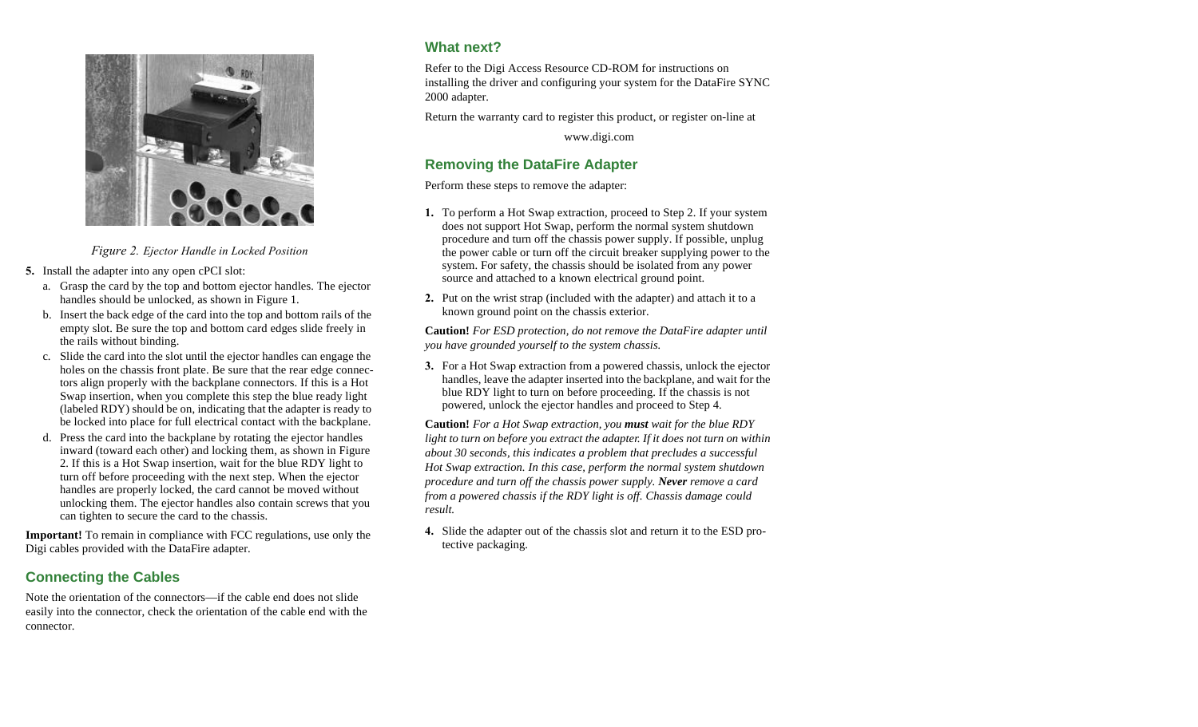Figure 2. Ejector Handle in Locked Position

5. Install the adapter into any open cPCI slot:
   a. Grasp the card by the top and bottom ejector handles. The ejector handles should be unlocked, as shown in Figure 1.
   b. Insert the back edge of the card into the top and bottom rails of the empty slot. Be sure the top and bottom card edges slide freely in the rails without binding.
   c. Slide the card into the slot until the ejector handles can engage the holes on the chassis front plate. Be sure that the rear edge connectors align properly with the backplane connectors. If this is a Hot Swap insertion, when you complete this step the blue ready light (labeled RDY) should be on, indicating that the adapter is ready to be locked into place for full electrical contact with the backplane.
   d. Press the card into the backplane by rotating the ejector handles inward (toward each other) and locking them, as shown in Figure 2. If this is a Hot Swap insertion, wait for the blue RDY light to turn off before proceeding with the next step. When the ejector handles are properly locked, the card cannot be moved without unlocking them. The ejector handles also contain screws that you can tighten to secure the card to the chassis.

**Important!** To remain in compliance with FCC regulations, use only the Digi cables provided with the DataFire adapter.

## Connecting the Cables

Note the orientation of the connectors—if the cable end does not slide easily into the connector, check the orientation of the cable end with the connector.

## What next?

Refer to the Digi Access Resource CD-ROM for instructions on installing the driver and configuring your system for the DataFire SYNC 2000 adapter.

Return the warranty card to register this product, or register on-line at

www.digi.com

## Removing the DataFire Adapter

Perform these steps to remove the adapter:

1. To perform a Hot Swap extraction, proceed to Step 2. If your system does not support Hot Swap, perform the normal system shutdown procedure and turn off the chassis power supply. If possible, unplug the power cable or turn off the circuit breaker supplying power to the system. For safety, the chassis should be isolated from any power source and attached to a known electrical ground point.
2. Put on the wrist strap (included with the adapter) and attach it to a known ground point on the chassis exterior.

**Caution!** *For ESD protection, do not remove the DataFire adapter until you have grounded yourself to the system chassis.*

3. For a Hot Swap extraction from a powered chassis, unlock the ejector handles, leave the adapter inserted into the backplane, and wait for the blue RDY light to turn on before proceeding. If the chassis is not powered, unlock the ejector handles and proceed to Step 4.

**Caution!** *For a Hot Swap extraction, you **must** wait for the blue RDY light to turn on before you extract the adapter. If it does not turn on within about 30 seconds, this indicates a problem that precludes a successful Hot Swap extraction. In this case, perform the normal system shutdown procedure and turn off the chassis power supply. **Never** remove a card from a powered chassis if the RDY light is off. Chassis damage could result.*

4. Slide the adapter out of the chassis slot and return it to the ESD protective packaging.